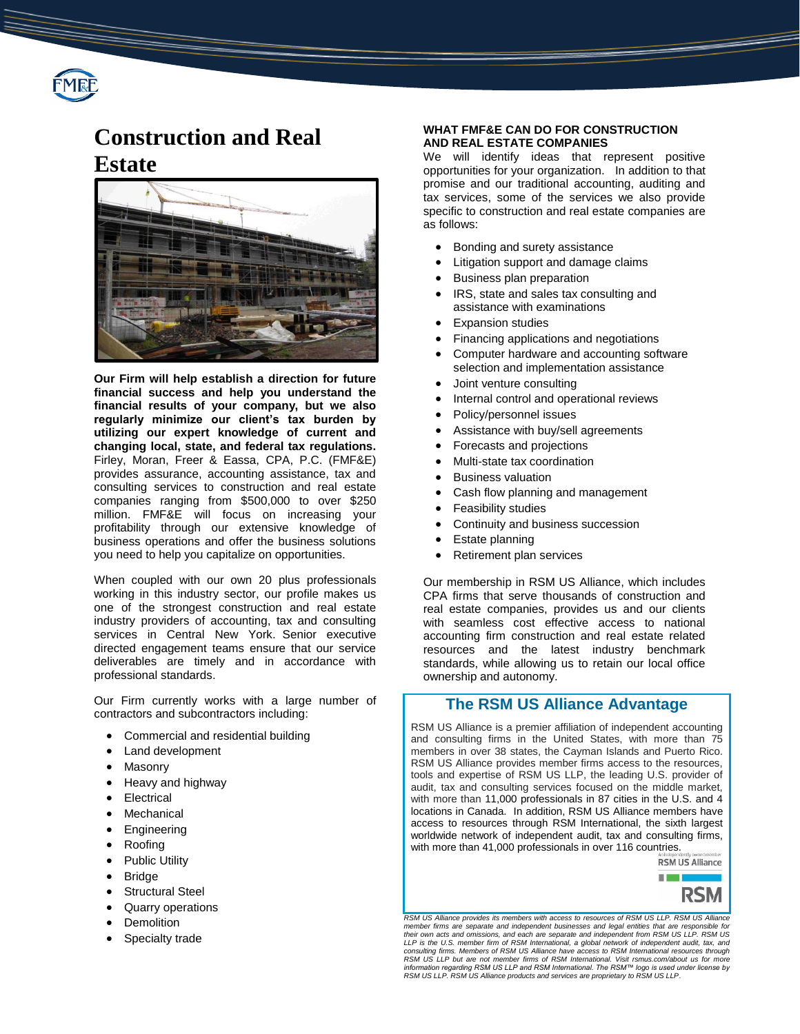# Construction and Real Estate

**Our Firm will help establish a direction for future financial success and help you understand the financial results of your company, but we also regularly minimize our client's tax burden by utilizing our expert knowledge of current and changing local, state, and federal tax regulations.** Firley, Moran, Freer & Eassa, CPA, P.C. (FMF&E) provides assurance, accounting assistance, tax and consulting services to construction and real estate companies ranging from $500,000 to over $250 million. FMF&E will focus on increasing your profitability through our extensive knowledge of business operations and offer the business solutions you need to help you capitalize on opportunities.

When coupled with our own 20 plus professionals working in this industry sector, our profile makes us one of the strongest construction and real estate industry providers of accounting, tax and consulting services in Central New York. Senior executive directed engagement teams ensure that our service deliverables are timely and in accordance with professional standards.

Our Firm currently works with a large number of contractors and subcontractors including:

- Commercial and residential building
- Land development
- Masonry
- Heavy and highway
- Electrical
- Mechanical
- Engineering
- Roofing
- Public Utility
- Bridge
- Structural Steel
- Quarry operations
- Demolition
- Specialty trade

## WHAT FMF&E CAN DO FOR CONSTRUCTION AND REAL ESTATE COMPANIES

We will identify ideas that represent positive opportunities for your organization. In addition to that promise and our traditional accounting, auditing and tax services, some of the services we also provide specific to construction and real estate companies are as follows:

- Bonding and surety assistance
- Litigation support and damage claims
- Business plan preparation
- IRS, state and sales tax consulting and assistance with examinations
- Expansion studies
- Financing applications and negotiations
- Computer hardware and accounting software selection and implementation assistance
- Joint venture consulting
- Internal control and operational reviews
- Policy/personnel issues
- Assistance with buy/sell agreements
- Forecasts and projections
- Multi-state tax coordination
- Business valuation
- Cash flow planning and management
- Feasibility studies
- Continuity and business succession
- Estate planning
- Retirement plan services

Our membership in RSM US Alliance, which includes CPA firms that serve thousands of construction and real estate companies, provides us and our clients with seamless cost effective access to national accounting firm construction and real estate related resources and the latest industry benchmark standards, while allowing us to retain our local office ownership and autonomy.

## The RSM US Alliance Advantage

RSM US Alliance is a premier affiliation of independent accounting and consulting firms in the United States, with more than 75 members in over 38 states, the Cayman Islands and Puerto Rico. RSM US Alliance provides member firms access to the resources, tools and expertise of RSM US LLP, the leading U.S. provider of audit, tax and consulting services focused on the middle market, with more than 11,000 professionals in 87 cities in the U.S. and 4 locations in Canada. In addition, RSM US Alliance members have access to resources through RSM International, the sixth largest worldwide network of independent audit, tax and consulting firms, with more than 41,000 professionals in over 116 countries.

*RSM US Alliance provides its members with access to resources of RSM US LLP. RSM US Alliance member firms are separate and independent businesses and legal entities that are responsible for their own acts and omissions, and each are separate and independent from RSM US LLP. RSM US LLP is the U.S. member firm of RSM International, a global network of independent audit, tax, and consulting firms. Members of RSM US Alliance have access to RSM International resources through RSM US LLP but are not member firms of RSM International. Visit rsmus.com/about us for more information regarding RSM US LLP and RSM International. The RSM™ logo is used under license by RSM US LLP. RSM US Alliance products and services are proprietary to RSM US LLP.*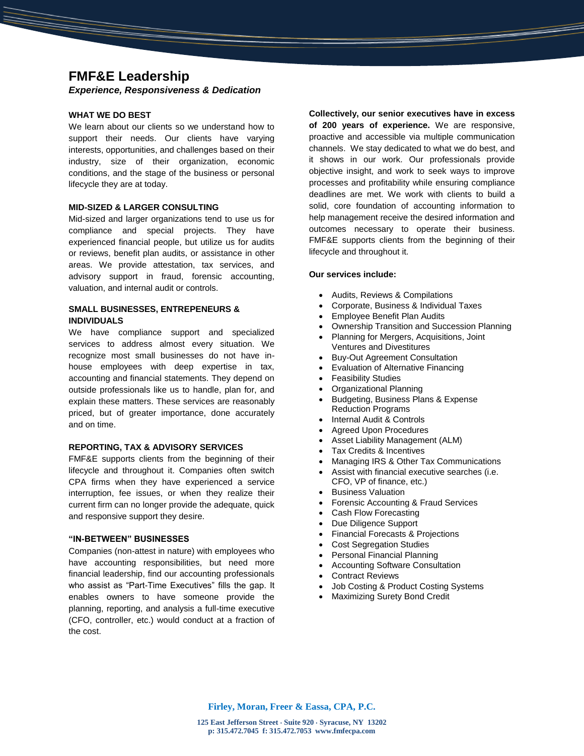# FMF&E Leadership

***Experience, Responsiveness & Dedication***

### WHAT WE DO BEST

We learn about our clients so we understand how to support their needs. Our clients have varying interests, opportunities, and challenges based on their industry, size of their organization, economic conditions, and the stage of the business or personal lifecycle they are at today.

### MID-SIZED & LARGER CONSULTING

Mid-sized and larger organizations tend to use us for compliance and special projects. They have experienced financial people, but utilize us for audits or reviews, benefit plan audits, or assistance in other areas. We provide attestation, tax services, and advisory support in fraud, forensic accounting, valuation, and internal audit or controls.

### SMALL BUSINESSES, ENTREPENEURS & INDIVIDUALS

We have compliance support and specialized services to address almost every situation. We recognize most small businesses do not have in-house employees with deep expertise in tax, accounting and financial statements. They depend on outside professionals like us to handle, plan for, and explain these matters. These services are reasonably priced, but of greater importance, done accurately and on time.

### REPORTING, TAX & ADVISORY SERVICES

FMF&E supports clients from the beginning of their lifecycle and throughout it. Companies often switch CPA firms when they have experienced a service interruption, fee issues, or when they realize their current firm can no longer provide the adequate, quick and responsive support they desire.

### "IN-BETWEEN" BUSINESSES

Companies (non-attest in nature) with employees who have accounting responsibilities, but need more financial leadership, find our accounting professionals who assist as "Part-Time Executives" fills the gap. It enables owners to have someone provide the planning, reporting, and analysis a full-time executive (CFO, controller, etc.) would conduct at a fraction of the cost.

**Collectively, our senior executives have in excess of 200 years of experience.** We are responsive, proactive and accessible via multiple communication channels. We stay dedicated to what we do best, and it shows in our work. Our professionals provide objective insight, and work to seek ways to improve processes and profitability while ensuring compliance deadlines are met. We work with clients to build a solid, core foundation of accounting information to help management receive the desired information and outcomes necessary to operate their business. FMF&E supports clients from the beginning of their lifecycle and throughout it.

**Our services include:**

- Audits, Reviews & Compilations
- Corporate, Business & Individual Taxes
- Employee Benefit Plan Audits
- Ownership Transition and Succession Planning
- Planning for Mergers, Acquisitions, Joint Ventures and Divestitures
- Buy-Out Agreement Consultation
- Evaluation of Alternative Financing
- Feasibility Studies
- Organizational Planning
- Budgeting, Business Plans & Expense Reduction Programs
- Internal Audit & Controls
- Agreed Upon Procedures
- Asset Liability Management (ALM)
- Tax Credits & Incentives
- Managing IRS & Other Tax Communications
- Assist with financial executive searches (i.e. CFO, VP of finance, etc.)
- Business Valuation
- Forensic Accounting & Fraud Services
- Cash Flow Forecasting
- Due Diligence Support
- Financial Forecasts & Projections
- Cost Segregation Studies
- Personal Financial Planning
- Accounting Software Consultation
- Contract Reviews
- Job Costing & Product Costing Systems
- Maximizing Surety Bond Credit

**Firley, Moran, Freer & Eassa, CPA, P.C.**

125 East Jefferson Street · Suite 920 · Syracuse, NY 13202
p: 315.472.7045 f: 315.472.7053 www.fmfecpa.com